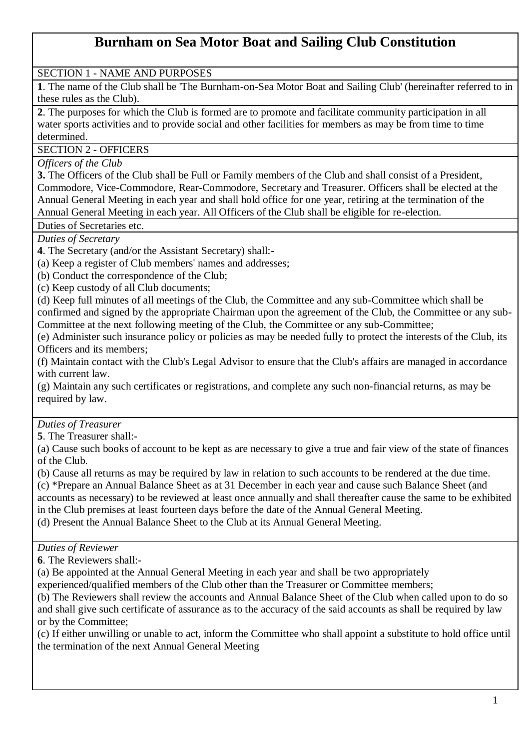# Burnham on Sea Motor Boat and Sailing Club Constitution

## SECTION 1 - NAME AND PURPOSES

**1**. The name of the Club shall be 'The Burnham-on-Sea Motor Boat and Sailing Club' (hereinafter referred to in these rules as the Club).

**2**. The purposes for which the Club is formed are to promote and facilitate community participation in all water sports activities and to provide social and other facilities for members as may be from time to time determined.

## SECTION 2 - OFFICERS

*Officers of the Club*

**3.** The Officers of the Club shall be Full or Family members of the Club and shall consist of a President, Commodore, Vice-Commodore, Rear-Commodore, Secretary and Treasurer. Officers shall be elected at the Annual General Meeting in each year and shall hold office for one year, retiring at the termination of the Annual General Meeting in each year. All Officers of the Club shall be eligible for re-election.

Duties of Secretaries etc.

*Duties of Secretary*

**4**. The Secretary (and/or the Assistant Secretary) shall:-

(a) Keep a register of Club members' names and addresses;

(b) Conduct the correspondence of the Club;

(c) Keep custody of all Club documents;

(d) Keep full minutes of all meetings of the Club, the Committee and any sub-Committee which shall be confirmed and signed by the appropriate Chairman upon the agreement of the Club, the Committee or any sub-Committee at the next following meeting of the Club, the Committee or any sub-Committee;

(e) Administer such insurance policy or policies as may be needed fully to protect the interests of the Club, its Officers and its members;

(f) Maintain contact with the Club's Legal Advisor to ensure that the Club's affairs are managed in accordance with current law.

(g) Maintain any such certificates or registrations, and complete any such non-financial returns, as may be required by law.

*Duties of Treasurer*

**5**. The Treasurer shall:-

(a) Cause such books of account to be kept as are necessary to give a true and fair view of the state of finances of the Club.

(b) Cause all returns as may be required by law in relation to such accounts to be rendered at the due time.

(c) *Prepare an Annual Balance Sheet as at 31 December in each year and cause such Balance Sheet (and accounts as necessary) to be reviewed at least once annually and shall thereafter cause the same to be exhibited in the Club premises at least fourteen days before the date of the Annual General Meeting.

(d) Present the Annual Balance Sheet to the Club at its Annual General Meeting.

*Duties of Reviewer*

**6**. The Reviewers shall:-

(a) Be appointed at the Annual General Meeting in each year and shall be two appropriately experienced/qualified members of the Club other than the Treasurer or Committee members;

(b) The Reviewers shall review the accounts and Annual Balance Sheet of the Club when called upon to do so and shall give such certificate of assurance as to the accuracy of the said accounts as shall be required by law or by the Committee;

(c) If either unwilling or unable to act, inform the Committee who shall appoint a substitute to hold office until the termination of the next Annual General Meeting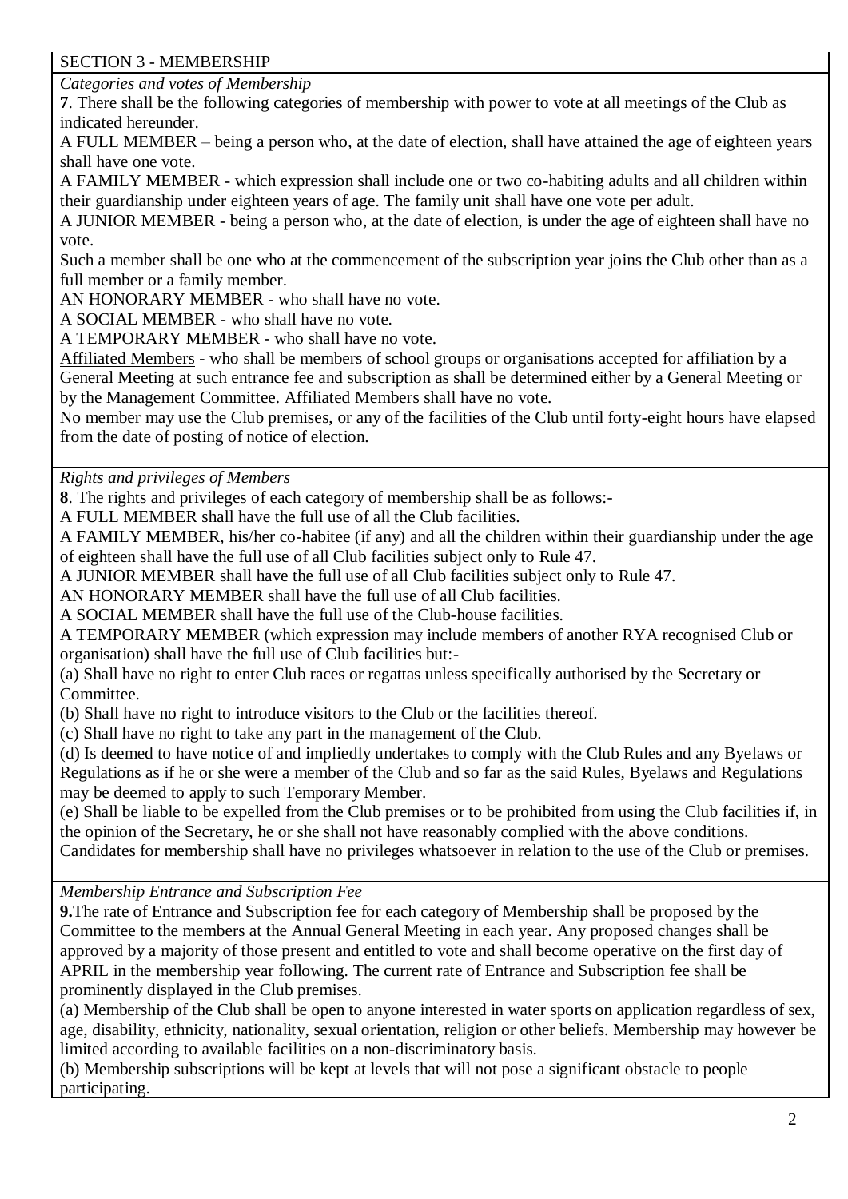## SECTION 3 - MEMBERSHIP

*Categories and votes of Membership*

**7**. There shall be the following categories of membership with power to vote at all meetings of the Club as indicated hereunder.

A FULL MEMBER – being a person who, at the date of election, shall have attained the age of eighteen years shall have one vote.

A FAMILY MEMBER - which expression shall include one or two co-habiting adults and all children within their guardianship under eighteen years of age. The family unit shall have one vote per adult.

A JUNIOR MEMBER - being a person who, at the date of election, is under the age of eighteen shall have no vote.

Such a member shall be one who at the commencement of the subscription year joins the Club other than as a full member or a family member.

AN HONORARY MEMBER - who shall have no vote.

A SOCIAL MEMBER - who shall have no vote.

A TEMPORARY MEMBER - who shall have no vote.

Affiliated Members - who shall be members of school groups or organisations accepted for affiliation by a General Meeting at such entrance fee and subscription as shall be determined either by a General Meeting or by the Management Committee. Affiliated Members shall have no vote.

No member may use the Club premises, or any of the facilities of the Club until forty-eight hours have elapsed from the date of posting of notice of election.

*Rights and privileges of Members*

**8**. The rights and privileges of each category of membership shall be as follows:-

A FULL MEMBER shall have the full use of all the Club facilities.

A FAMILY MEMBER, his/her co-habitee (if any) and all the children within their guardianship under the age of eighteen shall have the full use of all Club facilities subject only to Rule 47.

A JUNIOR MEMBER shall have the full use of all Club facilities subject only to Rule 47.

AN HONORARY MEMBER shall have the full use of all Club facilities.

A SOCIAL MEMBER shall have the full use of the Club-house facilities.

A TEMPORARY MEMBER (which expression may include members of another RYA recognised Club or organisation) shall have the full use of Club facilities but:-

(a) Shall have no right to enter Club races or regattas unless specifically authorised by the Secretary or Committee.

(b) Shall have no right to introduce visitors to the Club or the facilities thereof.

(c) Shall have no right to take any part in the management of the Club.

(d) Is deemed to have notice of and impliedly undertakes to comply with the Club Rules and any Byelaws or Regulations as if he or she were a member of the Club and so far as the said Rules, Byelaws and Regulations may be deemed to apply to such Temporary Member.

(e) Shall be liable to be expelled from the Club premises or to be prohibited from using the Club facilities if, in the opinion of the Secretary, he or she shall not have reasonably complied with the above conditions.

Candidates for membership shall have no privileges whatsoever in relation to the use of the Club or premises.

*Membership Entrance and Subscription Fee*

**9.** The rate of Entrance and Subscription fee for each category of Membership shall be proposed by the Committee to the members at the Annual General Meeting in each year. Any proposed changes shall be approved by a majority of those present and entitled to vote and shall become operative on the first day of APRIL in the membership year following. The current rate of Entrance and Subscription fee shall be prominently displayed in the Club premises.

(a) Membership of the Club shall be open to anyone interested in water sports on application regardless of sex, age, disability, ethnicity, nationality, sexual orientation, religion or other beliefs. Membership may however be limited according to available facilities on a non-discriminatory basis.

(b) Membership subscriptions will be kept at levels that will not pose a significant obstacle to people participating.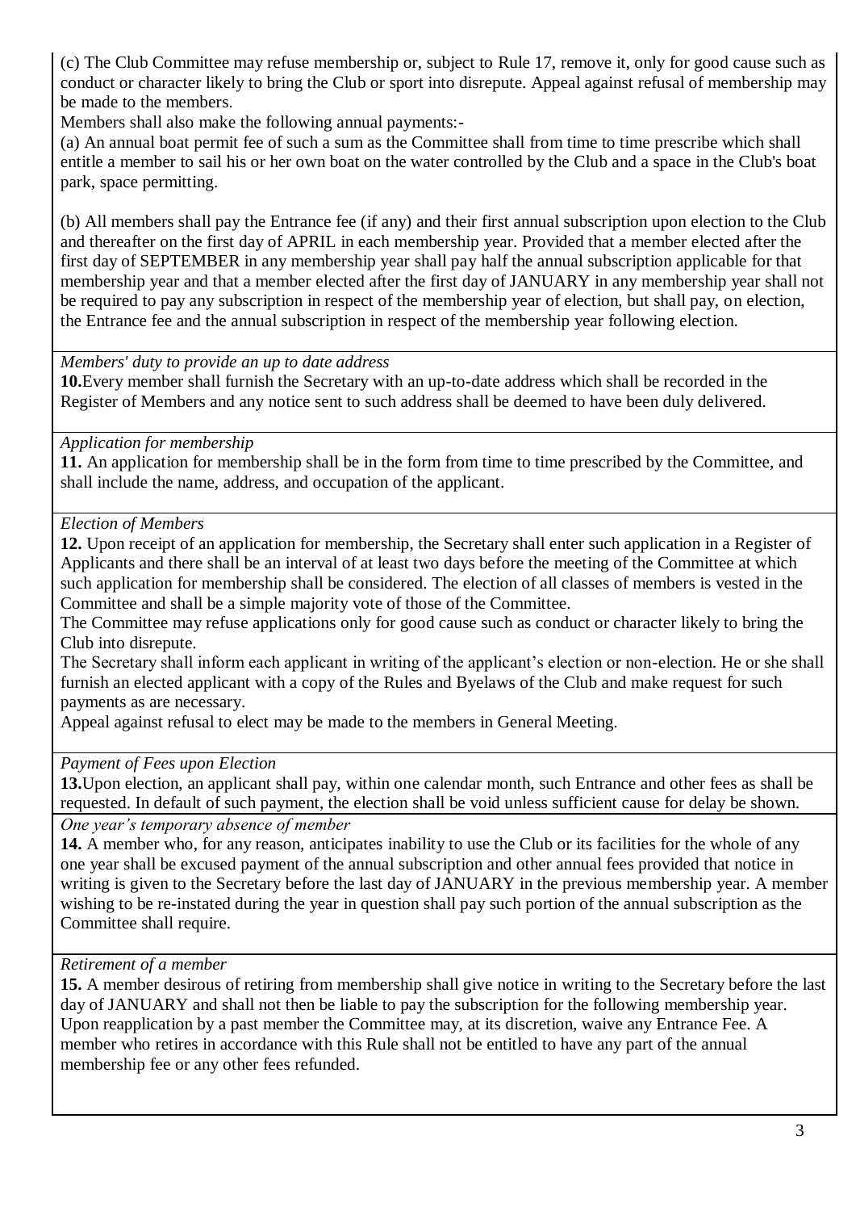(c) The Club Committee may refuse membership or, subject to Rule 17, remove it, only for good cause such as conduct or character likely to bring the Club or sport into disrepute. Appeal against refusal of membership may be made to the members.

Members shall also make the following annual payments:-

(a) An annual boat permit fee of such a sum as the Committee shall from time to time prescribe which shall entitle a member to sail his or her own boat on the water controlled by the Club and a space in the Club's boat park, space permitting.

(b) All members shall pay the Entrance fee (if any) and their first annual subscription upon election to the Club and thereafter on the first day of APRIL in each membership year. Provided that a member elected after the first day of SEPTEMBER in any membership year shall pay half the annual subscription applicable for that membership year and that a member elected after the first day of JANUARY in any membership year shall not be required to pay any subscription in respect of the membership year of election, but shall pay, on election, the Entrance fee and the annual subscription in respect of the membership year following election.

*Members' duty to provide an up to date address*

**10.**Every member shall furnish the Secretary with an up-to-date address which shall be recorded in the Register of Members and any notice sent to such address shall be deemed to have been duly delivered.

*Application for membership*

**11.** An application for membership shall be in the form from time to time prescribed by the Committee, and shall include the name, address, and occupation of the applicant.

*Election of Members*

**12.** Upon receipt of an application for membership, the Secretary shall enter such application in a Register of Applicants and there shall be an interval of at least two days before the meeting of the Committee at which such application for membership shall be considered. The election of all classes of members is vested in the Committee and shall be a simple majority vote of those of the Committee.

The Committee may refuse applications only for good cause such as conduct or character likely to bring the Club into disrepute.

The Secretary shall inform each applicant in writing of the applicant's election or non-election. He or she shall furnish an elected applicant with a copy of the Rules and Byelaws of the Club and make request for such payments as are necessary.

Appeal against refusal to elect may be made to the members in General Meeting.

*Payment of Fees upon Election*

**13.**Upon election, an applicant shall pay, within one calendar month, such Entrance and other fees as shall be requested. In default of such payment, the election shall be void unless sufficient cause for delay be shown.

*One year's temporary absence of member*

**14.** A member who, for any reason, anticipates inability to use the Club or its facilities for the whole of any one year shall be excused payment of the annual subscription and other annual fees provided that notice in writing is given to the Secretary before the last day of JANUARY in the previous membership year. A member wishing to be re-instated during the year in question shall pay such portion of the annual subscription as the Committee shall require.

*Retirement of a member*

**15.** A member desirous of retiring from membership shall give notice in writing to the Secretary before the last day of JANUARY and shall not then be liable to pay the subscription for the following membership year. Upon reapplication by a past member the Committee may, at its discretion, waive any Entrance Fee. A member who retires in accordance with this Rule shall not be entitled to have any part of the annual membership fee or any other fees refunded.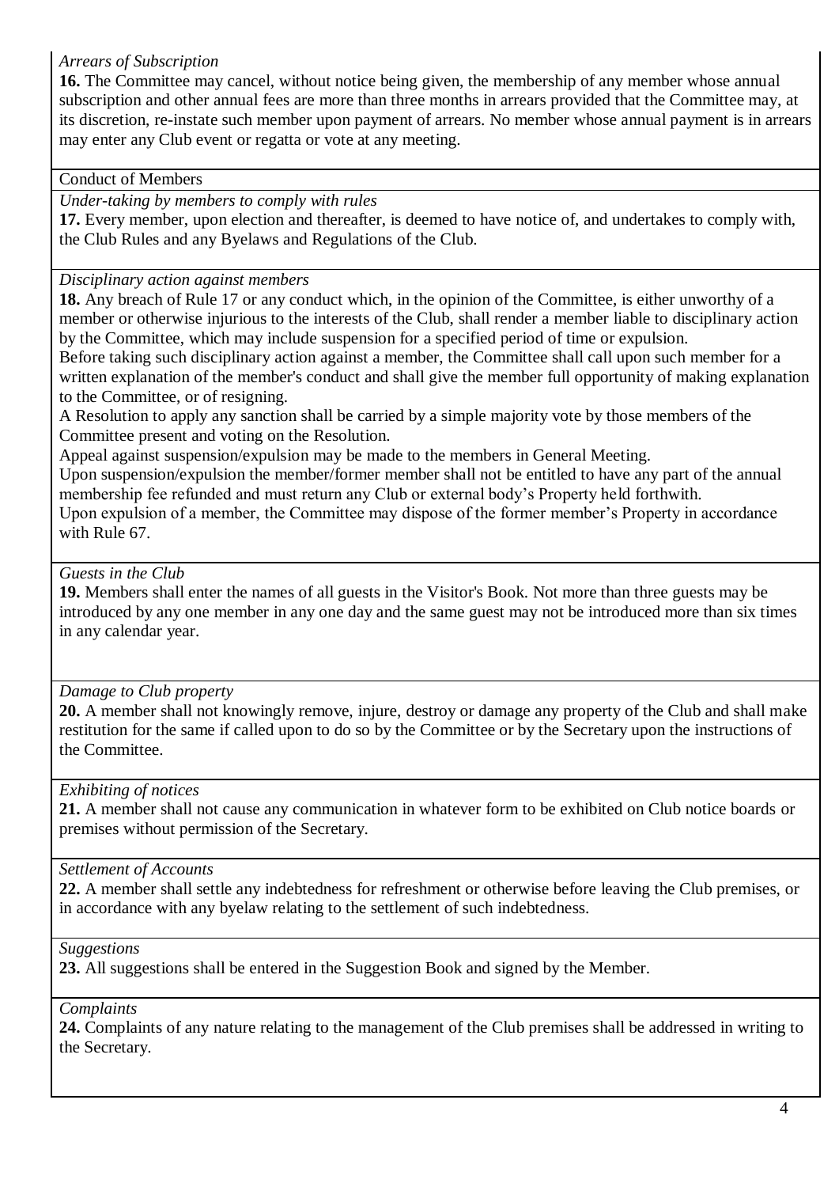*Arrears of Subscription*

**16.** The Committee may cancel, without notice being given, the membership of any member whose annual subscription and other annual fees are more than three months in arrears provided that the Committee may, at its discretion, re-instate such member upon payment of arrears. No member whose annual payment is in arrears may enter any Club event or regatta or vote at any meeting.

## Conduct of Members

*Under-taking by members to comply with rules*

**17.** Every member, upon election and thereafter, is deemed to have notice of, and undertakes to comply with, the Club Rules and any Byelaws and Regulations of the Club.

*Disciplinary action against members*

**18.** Any breach of Rule 17 or any conduct which, in the opinion of the Committee, is either unworthy of a member or otherwise injurious to the interests of the Club, shall render a member liable to disciplinary action by the Committee, which may include suspension for a specified period of time or expulsion.

Before taking such disciplinary action against a member, the Committee shall call upon such member for a written explanation of the member's conduct and shall give the member full opportunity of making explanation to the Committee, or of resigning.

A Resolution to apply any sanction shall be carried by a simple majority vote by those members of the Committee present and voting on the Resolution.

Appeal against suspension/expulsion may be made to the members in General Meeting.

Upon suspension/expulsion the member/former member shall not be entitled to have any part of the annual membership fee refunded and must return any Club or external body's Property held forthwith.

Upon expulsion of a member, the Committee may dispose of the former member's Property in accordance with Rule 67.

*Guests in the Club*

**19.** Members shall enter the names of all guests in the Visitor's Book. Not more than three guests may be introduced by any one member in any one day and the same guest may not be introduced more than six times in any calendar year.

*Damage to Club property*

**20.** A member shall not knowingly remove, injure, destroy or damage any property of the Club and shall make restitution for the same if called upon to do so by the Committee or by the Secretary upon the instructions of the Committee.

*Exhibiting of notices*

**21.** A member shall not cause any communication in whatever form to be exhibited on Club notice boards or premises without permission of the Secretary.

*Settlement of Accounts*

**22.** A member shall settle any indebtedness for refreshment or otherwise before leaving the Club premises, or in accordance with any byelaw relating to the settlement of such indebtedness.

*Suggestions*

**23.** All suggestions shall be entered in the Suggestion Book and signed by the Member.

*Complaints*

**24.** Complaints of any nature relating to the management of the Club premises shall be addressed in writing to the Secretary.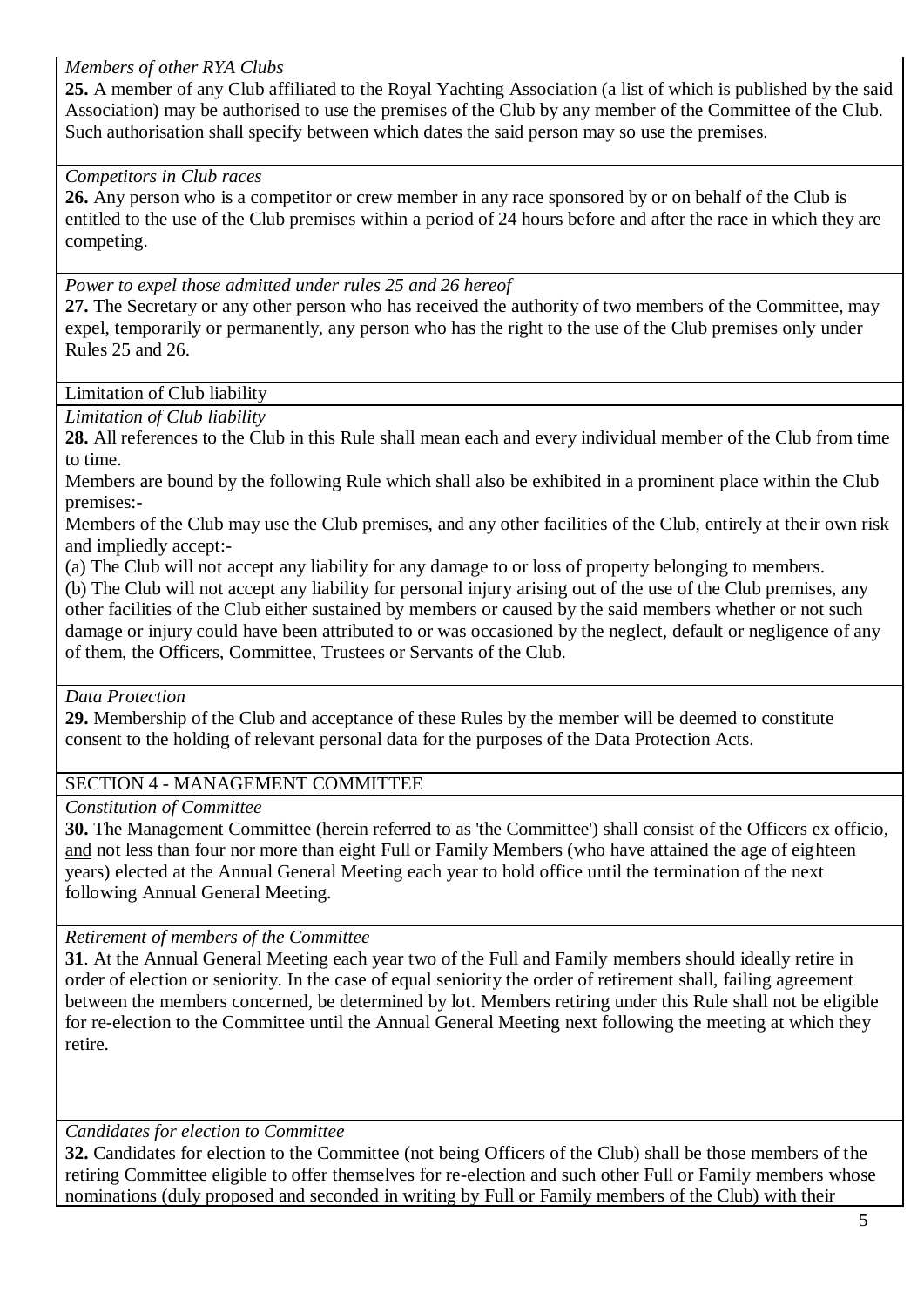*Members of other RYA Clubs*

**25.** A member of any Club affiliated to the Royal Yachting Association (a list of which is published by the said Association) may be authorised to use the premises of the Club by any member of the Committee of the Club. Such authorisation shall specify between which dates the said person may so use the premises.

*Competitors in Club races*

**26.** Any person who is a competitor or crew member in any race sponsored by or on behalf of the Club is entitled to the use of the Club premises within a period of 24 hours before and after the race in which they are competing.

*Power to expel those admitted under rules 25 and 26 hereof*

**27.** The Secretary or any other person who has received the authority of two members of the Committee, may expel, temporarily or permanently, any person who has the right to the use of the Club premises only under Rules 25 and 26.

## Limitation of Club liability

*Limitation of Club liability*

**28.** All references to the Club in this Rule shall mean each and every individual member of the Club from time to time.

Members are bound by the following Rule which shall also be exhibited in a prominent place within the Club premises:-

Members of the Club may use the Club premises, and any other facilities of the Club, entirely at their own risk and impliedly accept:-

(a) The Club will not accept any liability for any damage to or loss of property belonging to members.

(b) The Club will not accept any liability for personal injury arising out of the use of the Club premises, any other facilities of the Club either sustained by members or caused by the said members whether or not such damage or injury could have been attributed to or was occasioned by the neglect, default or negligence of any of them, the Officers, Committee, Trustees or Servants of the Club.

*Data Protection*

**29.** Membership of the Club and acceptance of these Rules by the member will be deemed to constitute consent to the holding of relevant personal data for the purposes of the Data Protection Acts.

## SECTION 4 - MANAGEMENT COMMITTEE

*Constitution of Committee*

**30.** The Management Committee (herein referred to as 'the Committee') shall consist of the Officers ex officio, <u>and</u> not less than four nor more than eight Full or Family Members (who have attained the age of eighteen years) elected at the Annual General Meeting each year to hold office until the termination of the next following Annual General Meeting.

*Retirement of members of the Committee*

**31**. At the Annual General Meeting each year two of the Full and Family members should ideally retire in order of election or seniority. In the case of equal seniority the order of retirement shall, failing agreement between the members concerned, be determined by lot. Members retiring under this Rule shall not be eligible for re-election to the Committee until the Annual General Meeting next following the meeting at which they retire.

*Candidates for election to Committee*

**32.** Candidates for election to the Committee (not being Officers of the Club) shall be those members of the retiring Committee eligible to offer themselves for re-election and such other Full or Family members whose nominations (duly proposed and seconded in writing by Full or Family members of the Club) with their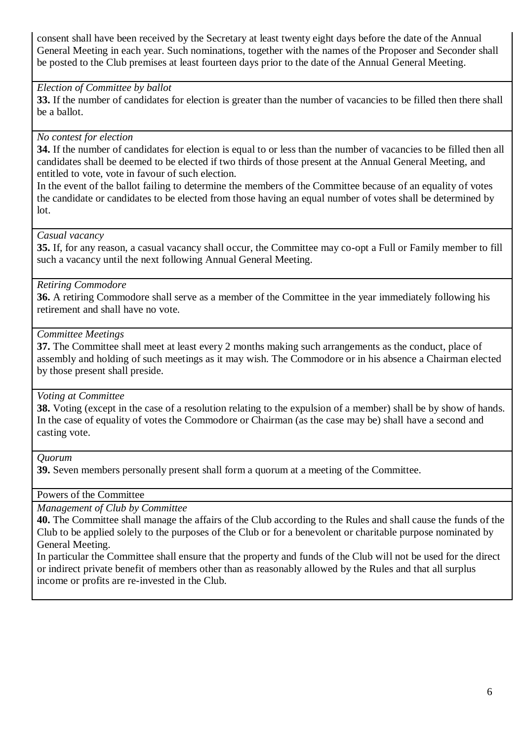consent shall have been received by the Secretary at least twenty eight days before the date of the Annual General Meeting in each year. Such nominations, together with the names of the Proposer and Seconder shall be posted to the Club premises at least fourteen days prior to the date of the Annual General Meeting.

*Election of Committee by ballot*

**33.** If the number of candidates for election is greater than the number of vacancies to be filled then there shall be a ballot.

*No contest for election*

**34.** If the number of candidates for election is equal to or less than the number of vacancies to be filled then all candidates shall be deemed to be elected if two thirds of those present at the Annual General Meeting, and entitled to vote, vote in favour of such election.

In the event of the ballot failing to determine the members of the Committee because of an equality of votes the candidate or candidates to be elected from those having an equal number of votes shall be determined by lot.

*Casual vacancy*

**35.** If, for any reason, a casual vacancy shall occur, the Committee may co-opt a Full or Family member to fill such a vacancy until the next following Annual General Meeting.

*Retiring Commodore*

**36.** A retiring Commodore shall serve as a member of the Committee in the year immediately following his retirement and shall have no vote.

*Committee Meetings*

**37.** The Committee shall meet at least every 2 months making such arrangements as the conduct, place of assembly and holding of such meetings as it may wish. The Commodore or in his absence a Chairman elected by those present shall preside.

*Voting at Committee*

**38.** Voting (except in the case of a resolution relating to the expulsion of a member) shall be by show of hands. In the case of equality of votes the Commodore or Chairman (as the case may be) shall have a second and casting vote.

*Quorum*

**39.** Seven members personally present shall form a quorum at a meeting of the Committee.

Powers of the Committee

*Management of Club by Committee*

**40.** The Committee shall manage the affairs of the Club according to the Rules and shall cause the funds of the Club to be applied solely to the purposes of the Club or for a benevolent or charitable purpose nominated by General Meeting.

In particular the Committee shall ensure that the property and funds of the Club will not be used for the direct or indirect private benefit of members other than as reasonably allowed by the Rules and that all surplus income or profits are re-invested in the Club.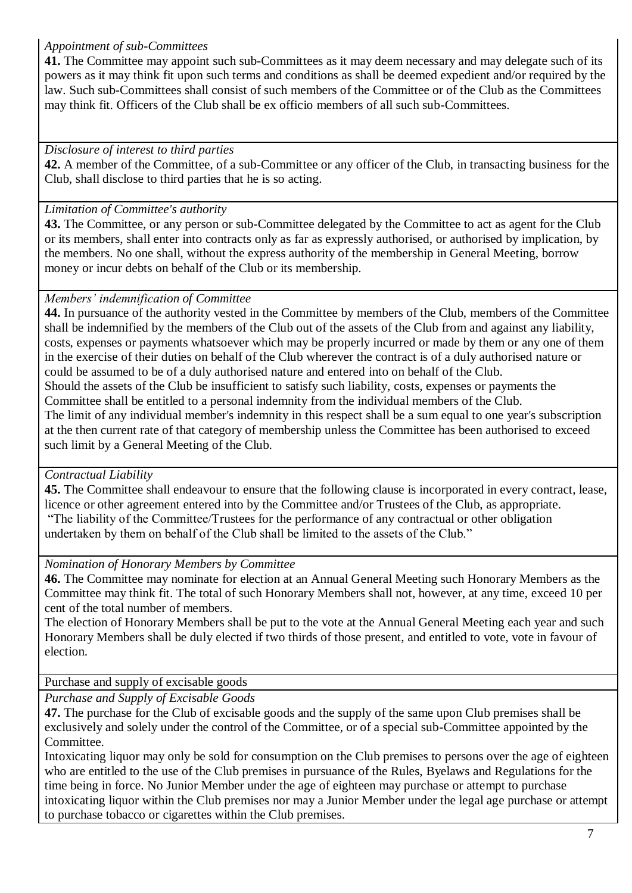*Appointment of sub-Committees*

**41.** The Committee may appoint such sub-Committees as it may deem necessary and may delegate such of its powers as it may think fit upon such terms and conditions as shall be deemed expedient and/or required by the law. Such sub-Committees shall consist of such members of the Committee or of the Club as the Committees may think fit. Officers of the Club shall be ex officio members of all such sub-Committees.

*Disclosure of interest to third parties*

**42.** A member of the Committee, of a sub-Committee or any officer of the Club, in transacting business for the Club, shall disclose to third parties that he is so acting.

*Limitation of Committee's authority*

**43.** The Committee, or any person or sub-Committee delegated by the Committee to act as agent for the Club or its members, shall enter into contracts only as far as expressly authorised, or authorised by implication, by the members. No one shall, without the express authority of the membership in General Meeting, borrow money or incur debts on behalf of the Club or its membership.

*Members' indemnification of Committee*

**44.** In pursuance of the authority vested in the Committee by members of the Club, members of the Committee shall be indemnified by the members of the Club out of the assets of the Club from and against any liability, costs, expenses or payments whatsoever which may be properly incurred or made by them or any one of them in the exercise of their duties on behalf of the Club wherever the contract is of a duly authorised nature or could be assumed to be of a duly authorised nature and entered into on behalf of the Club.

Should the assets of the Club be insufficient to satisfy such liability, costs, expenses or payments the Committee shall be entitled to a personal indemnity from the individual members of the Club.

The limit of any individual member's indemnity in this respect shall be a sum equal to one year's subscription at the then current rate of that category of membership unless the Committee has been authorised to exceed such limit by a General Meeting of the Club.

*Contractual Liability*

**45.** The Committee shall endeavour to ensure that the following clause is incorporated in every contract, lease, licence or other agreement entered into by the Committee and/or Trustees of the Club, as appropriate.

"The liability of the Committee/Trustees for the performance of any contractual or other obligation undertaken by them on behalf of the Club shall be limited to the assets of the Club."

*Nomination of Honorary Members by Committee*

**46.** The Committee may nominate for election at an Annual General Meeting such Honorary Members as the Committee may think fit. The total of such Honorary Members shall not, however, at any time, exceed 10 per cent of the total number of members.

The election of Honorary Members shall be put to the vote at the Annual General Meeting each year and such Honorary Members shall be duly elected if two thirds of those present, and entitled to vote, vote in favour of election.

Purchase and supply of excisable goods

*Purchase and Supply of Excisable Goods*

**47.** The purchase for the Club of excisable goods and the supply of the same upon Club premises shall be exclusively and solely under the control of the Committee, or of a special sub-Committee appointed by the Committee.

Intoxicating liquor may only be sold for consumption on the Club premises to persons over the age of eighteen who are entitled to the use of the Club premises in pursuance of the Rules, Byelaws and Regulations for the time being in force. No Junior Member under the age of eighteen may purchase or attempt to purchase intoxicating liquor within the Club premises nor may a Junior Member under the legal age purchase or attempt to purchase tobacco or cigarettes within the Club premises.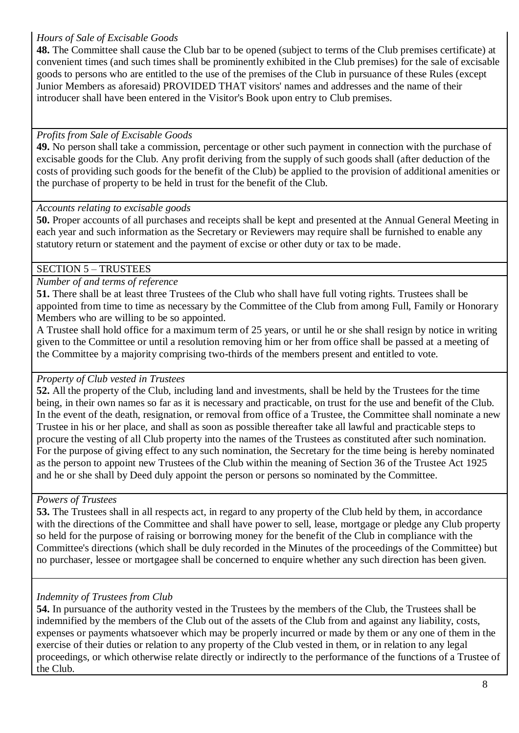*Hours of Sale of Excisable Goods*

**48.** The Committee shall cause the Club bar to be opened (subject to terms of the Club premises certificate) at convenient times (and such times shall be prominently exhibited in the Club premises) for the sale of excisable goods to persons who are entitled to the use of the premises of the Club in pursuance of these Rules (except Junior Members as aforesaid) PROVIDED THAT visitors' names and addresses and the name of their introducer shall have been entered in the Visitor's Book upon entry to Club premises.

*Profits from Sale of Excisable Goods*

**49.** No person shall take a commission, percentage or other such payment in connection with the purchase of excisable goods for the Club. Any profit deriving from the supply of such goods shall (after deduction of the costs of providing such goods for the benefit of the Club) be applied to the provision of additional amenities or the purchase of property to be held in trust for the benefit of the Club.

*Accounts relating to excisable goods*

**50.** Proper accounts of all purchases and receipts shall be kept and presented at the Annual General Meeting in each year and such information as the Secretary or Reviewers may require shall be furnished to enable any statutory return or statement and the payment of excise or other duty or tax to be made.

## SECTION 5 – TRUSTEES

*Number of and terms of reference*

**51.** There shall be at least three Trustees of the Club who shall have full voting rights. Trustees shall be appointed from time to time as necessary by the Committee of the Club from among Full, Family or Honorary Members who are willing to be so appointed.

A Trustee shall hold office for a maximum term of 25 years, or until he or she shall resign by notice in writing given to the Committee or until a resolution removing him or her from office shall be passed at a meeting of the Committee by a majority comprising two-thirds of the members present and entitled to vote.

*Property of Club vested in Trustees*

**52.** All the property of the Club, including land and investments, shall be held by the Trustees for the time being, in their own names so far as it is necessary and practicable, on trust for the use and benefit of the Club. In the event of the death, resignation, or removal from office of a Trustee, the Committee shall nominate a new Trustee in his or her place, and shall as soon as possible thereafter take all lawful and practicable steps to procure the vesting of all Club property into the names of the Trustees as constituted after such nomination. For the purpose of giving effect to any such nomination, the Secretary for the time being is hereby nominated as the person to appoint new Trustees of the Club within the meaning of Section 36 of the Trustee Act 1925 and he or she shall by Deed duly appoint the person or persons so nominated by the Committee.

*Powers of Trustees*

**53.** The Trustees shall in all respects act, in regard to any property of the Club held by them, in accordance with the directions of the Committee and shall have power to sell, lease, mortgage or pledge any Club property so held for the purpose of raising or borrowing money for the benefit of the Club in compliance with the Committee's directions (which shall be duly recorded in the Minutes of the proceedings of the Committee) but no purchaser, lessee or mortgagee shall be concerned to enquire whether any such direction has been given.

*Indemnity of Trustees from Club*

**54.** In pursuance of the authority vested in the Trustees by the members of the Club, the Trustees shall be indemnified by the members of the Club out of the assets of the Club from and against any liability, costs, expenses or payments whatsoever which may be properly incurred or made by them or any one of them in the exercise of their duties or relation to any property of the Club vested in them, or in relation to any legal proceedings, or which otherwise relate directly or indirectly to the performance of the functions of a Trustee of the Club.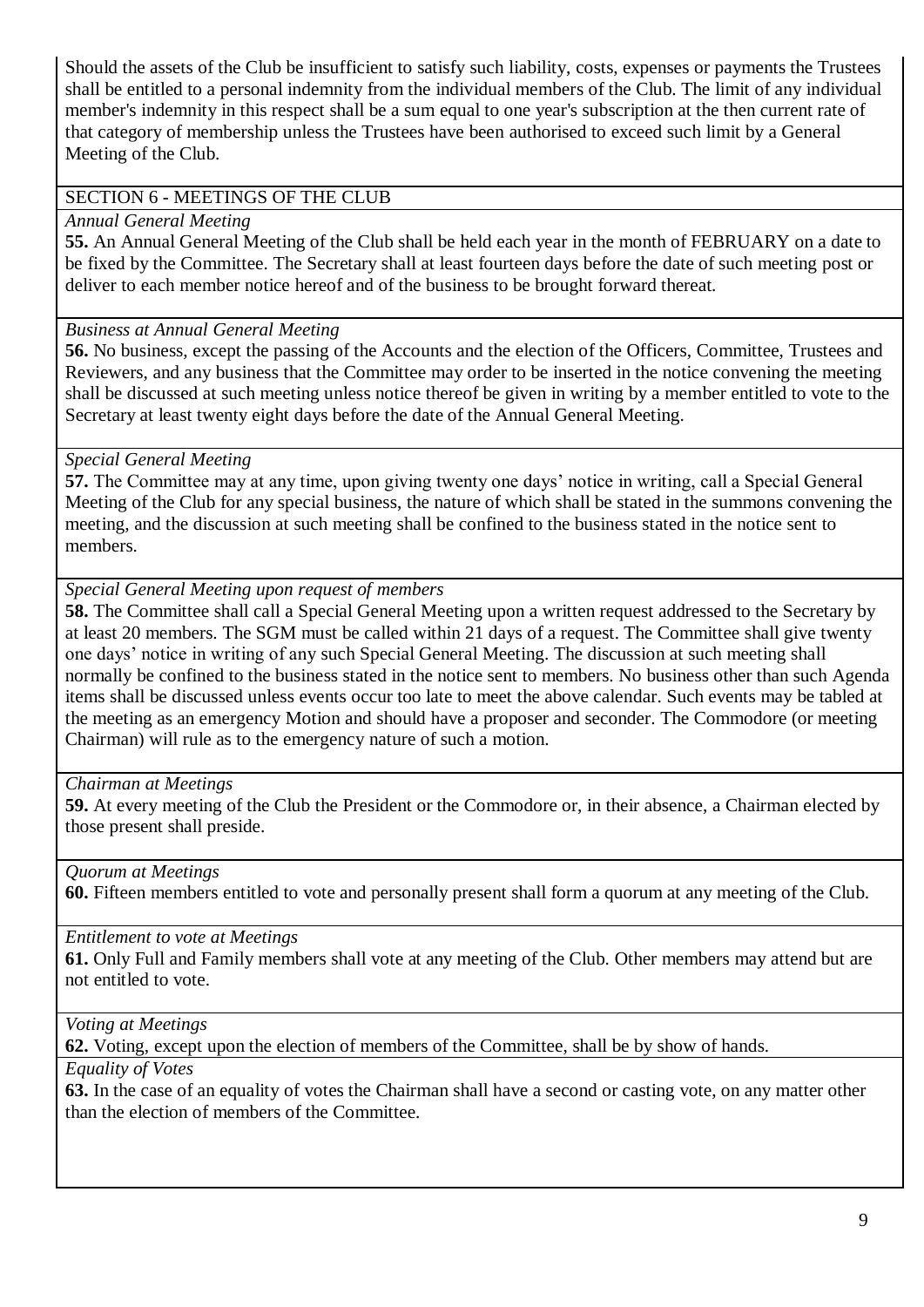Should the assets of the Club be insufficient to satisfy such liability, costs, expenses or payments the Trustees shall be entitled to a personal indemnity from the individual members of the Club. The limit of any individual member's indemnity in this respect shall be a sum equal to one year's subscription at the then current rate of that category of membership unless the Trustees have been authorised to exceed such limit by a General Meeting of the Club.

## SECTION 6 - MEETINGS OF THE CLUB

*Annual General Meeting*

**55.** An Annual General Meeting of the Club shall be held each year in the month of FEBRUARY on a date to be fixed by the Committee. The Secretary shall at least fourteen days before the date of such meeting post or deliver to each member notice hereof and of the business to be brought forward thereat.

*Business at Annual General Meeting*

**56.** No business, except the passing of the Accounts and the election of the Officers, Committee, Trustees and Reviewers, and any business that the Committee may order to be inserted in the notice convening the meeting shall be discussed at such meeting unless notice thereof be given in writing by a member entitled to vote to the Secretary at least twenty eight days before the date of the Annual General Meeting.

*Special General Meeting*

**57.** The Committee may at any time, upon giving twenty one days' notice in writing, call a Special General Meeting of the Club for any special business, the nature of which shall be stated in the summons convening the meeting, and the discussion at such meeting shall be confined to the business stated in the notice sent to members.

*Special General Meeting upon request of members*

**58.** The Committee shall call a Special General Meeting upon a written request addressed to the Secretary by at least 20 members. The SGM must be called within 21 days of a request. The Committee shall give twenty one days' notice in writing of any such Special General Meeting. The discussion at such meeting shall normally be confined to the business stated in the notice sent to members. No business other than such Agenda items shall be discussed unless events occur too late to meet the above calendar. Such events may be tabled at the meeting as an emergency Motion and should have a proposer and seconder. The Commodore (or meeting Chairman) will rule as to the emergency nature of such a motion.

*Chairman at Meetings*

**59.** At every meeting of the Club the President or the Commodore or, in their absence, a Chairman elected by those present shall preside.

*Quorum at Meetings*

**60.** Fifteen members entitled to vote and personally present shall form a quorum at any meeting of the Club.

*Entitlement to vote at Meetings*

**61.** Only Full and Family members shall vote at any meeting of the Club. Other members may attend but are not entitled to vote.

*Voting at Meetings*

**62.** Voting, except upon the election of members of the Committee, shall be by show of hands.

*Equality of Votes*

**63.** In the case of an equality of votes the Chairman shall have a second or casting vote, on any matter other than the election of members of the Committee.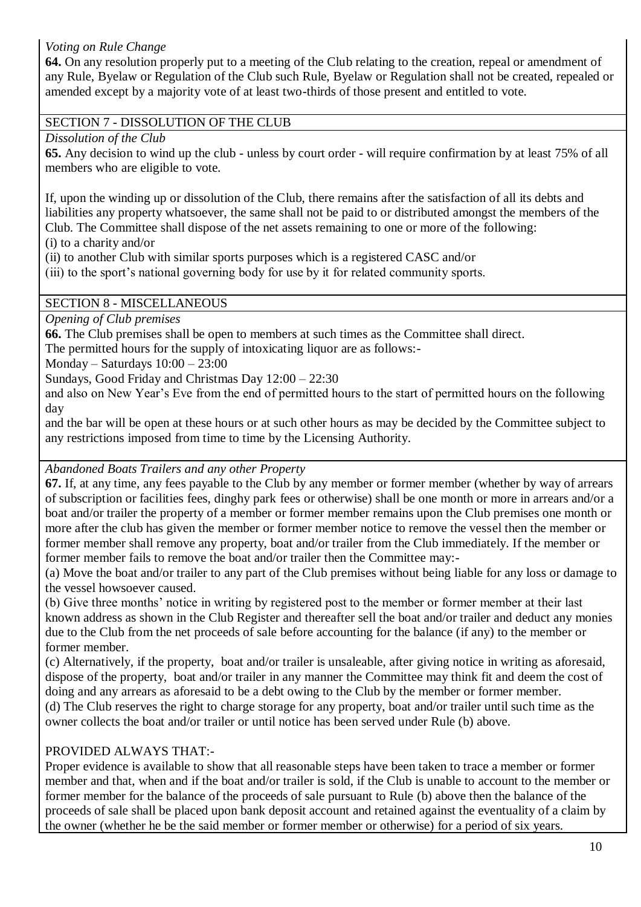*Voting on Rule Change*

**64.** On any resolution properly put to a meeting of the Club relating to the creation, repeal or amendment of any Rule, Byelaw or Regulation of the Club such Rule, Byelaw or Regulation shall not be created, repealed or amended except by a majority vote of at least two-thirds of those present and entitled to vote.

## SECTION 7 - DISSOLUTION OF THE CLUB

*Dissolution of the Club*

**65.** Any decision to wind up the club - unless by court order - will require confirmation by at least 75% of all members who are eligible to vote.

If, upon the winding up or dissolution of the Club, there remains after the satisfaction of all its debts and liabilities any property whatsoever, the same shall not be paid to or distributed amongst the members of the Club. The Committee shall dispose of the net assets remaining to one or more of the following:
(i) to a charity and/or
(ii) to another Club with similar sports purposes which is a registered CASC and/or
(iii) to the sport's national governing body for use by it for related community sports.

## SECTION 8 - MISCELLANEOUS

*Opening of Club premises*

**66.** The Club premises shall be open to members at such times as the Committee shall direct.
The permitted hours for the supply of intoxicating liquor are as follows:-
Monday – Saturdays 10:00 – 23:00
Sundays, Good Friday and Christmas Day 12:00 – 22:30
and also on New Year's Eve from the end of permitted hours to the start of permitted hours on the following day
and the bar will be open at these hours or at such other hours as may be decided by the Committee subject to any restrictions imposed from time to time by the Licensing Authority.

*Abandoned Boats Trailers and any other Property*

**67.** If, at any time, any fees payable to the Club by any member or former member (whether by way of arrears of subscription or facilities fees, dinghy park fees or otherwise) shall be one month or more in arrears and/or a boat and/or trailer the property of a member or former member remains upon the Club premises one month or more after the club has given the member or former member notice to remove the vessel then the member or former member shall remove any property, boat and/or trailer from the Club immediately. If the member or former member fails to remove the boat and/or trailer then the Committee may:-
(a) Move the boat and/or trailer to any part of the Club premises without being liable for any loss or damage to the vessel howsoever caused.
(b) Give three months' notice in writing by registered post to the member or former member at their last known address as shown in the Club Register and thereafter sell the boat and/or trailer and deduct any monies due to the Club from the net proceeds of sale before accounting for the balance (if any) to the member or former member.
(c) Alternatively, if the property, boat and/or trailer is unsaleable, after giving notice in writing as aforesaid, dispose of the property, boat and/or trailer in any manner the Committee may think fit and deem the cost of doing and any arrears as aforesaid to be a debt owing to the Club by the member or former member.
(d) The Club reserves the right to charge storage for any property, boat and/or trailer until such time as the owner collects the boat and/or trailer or until notice has been served under Rule (b) above.

PROVIDED ALWAYS THAT:-
Proper evidence is available to show that all reasonable steps have been taken to trace a member or former member and that, when and if the boat and/or trailer is sold, if the Club is unable to account to the member or former member for the balance of the proceeds of sale pursuant to Rule (b) above then the balance of the proceeds of sale shall be placed upon bank deposit account and retained against the eventuality of a claim by the owner (whether he be the said member or former member or otherwise) for a period of six years.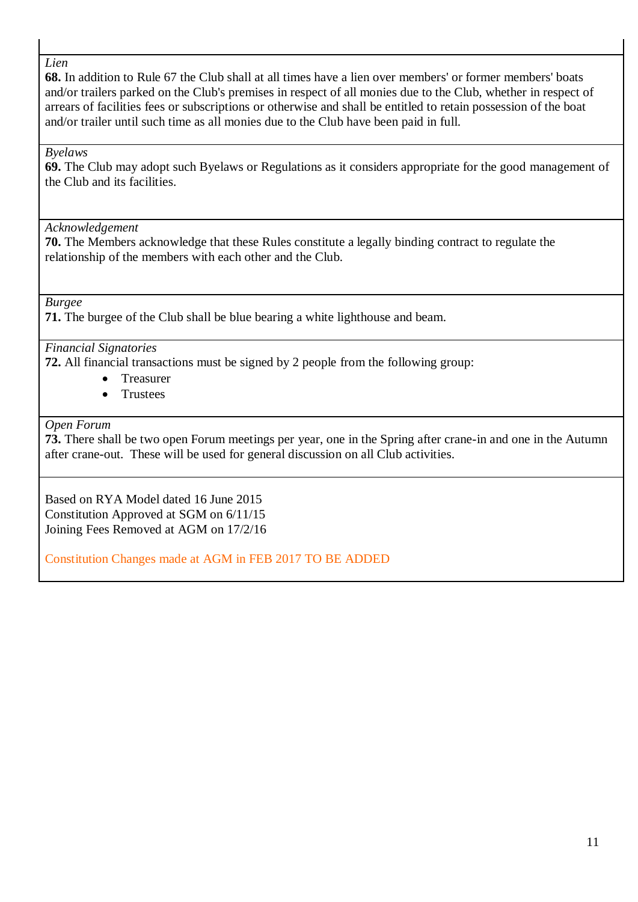*Lien*

**68.** In addition to Rule 67 the Club shall at all times have a lien over members' or former members' boats and/or trailers parked on the Club's premises in respect of all monies due to the Club, whether in respect of arrears of facilities fees or subscriptions or otherwise and shall be entitled to retain possession of the boat and/or trailer until such time as all monies due to the Club have been paid in full.

*Byelaws*

**69.** The Club may adopt such Byelaws or Regulations as it considers appropriate for the good management of the Club and its facilities.

*Acknowledgement*

**70.** The Members acknowledge that these Rules constitute a legally binding contract to regulate the relationship of the members with each other and the Club.

*Burgee*

**71.** The burgee of the Club shall be blue bearing a white lighthouse and beam.

*Financial Signatories*

**72.** All financial transactions must be signed by 2 people from the following group:

- Treasurer
- Trustees

*Open Forum*

**73.** There shall be two open Forum meetings per year, one in the Spring after crane-in and one in the Autumn after crane-out. These will be used for general discussion on all Club activities.

Based on RYA Model dated 16 June 2015
Constitution Approved at SGM on 6/11/15
Joining Fees Removed at AGM on 17/2/16

Constitution Changes made at AGM in FEB 2017 TO BE ADDED